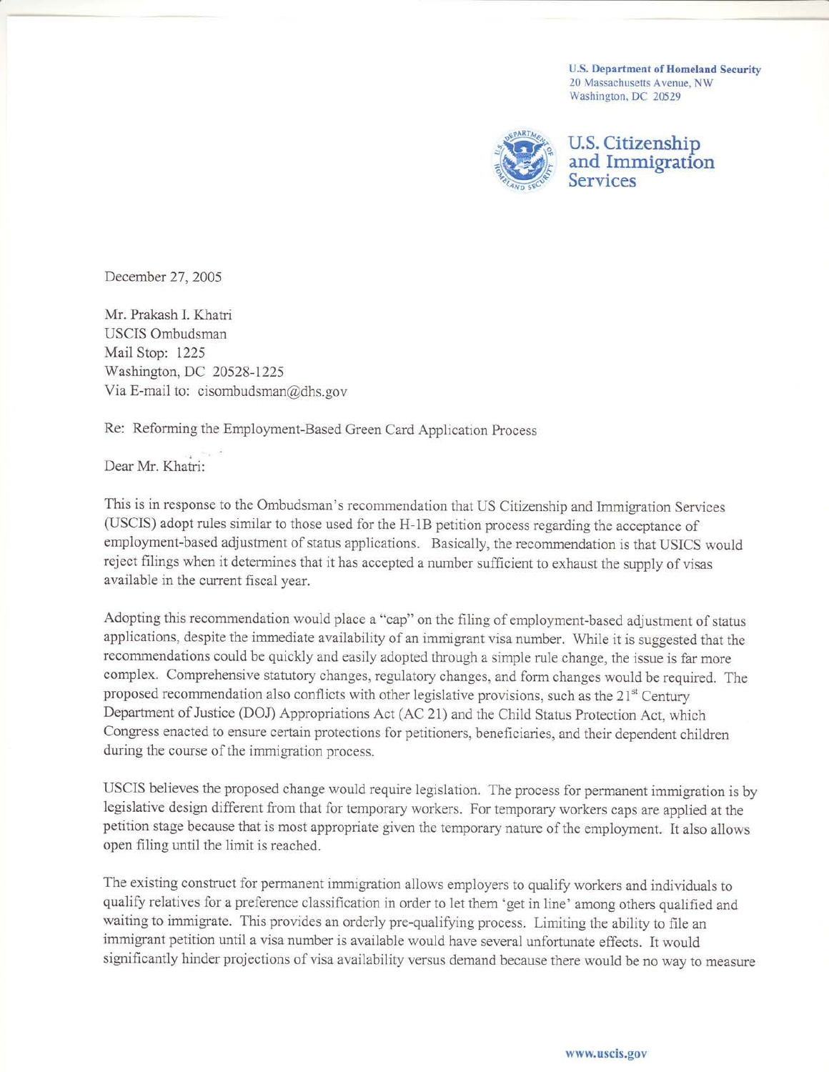U.S. Department of Homeland Security
20 Massachusetts Avenue, NW
Washington, DC 20529

U.S. Citizenship and Immigration Services

December 27, 2005

Mr. Prakash I. Khatri
USCIS Ombudsman
Mail Stop: 1225
Washington, DC 20528-1225
Via E-mail to: cisombudsman@dhs.gov

Re: Reforming the Employment-Based Green Card Application Process

Dear Mr. Khatri:

This is in response to the Ombudsman's recommendation that US Citizenship and Immigration Services (USCIS) adopt rules similar to those used for the H-1B petition process regarding the acceptance of employment-based adjustment of status applications. Basically, the recommendation is that USICS would reject filings when it determines that it has accepted a number sufficient to exhaust the supply of visas available in the current fiscal year.

Adopting this recommendation would place a "cap" on the filing of employment-based adjustment of status applications, despite the immediate availability of an immigrant visa number. While it is suggested that the recommendations could be quickly and easily adopted through a simple rule change, the issue is far more complex. Comprehensive statutory changes, regulatory changes, and form changes would be required. The proposed recommendation also conflicts with other legislative provisions, such as the 21st Century Department of Justice (DOJ) Appropriations Act (AC 21) and the Child Status Protection Act, which Congress enacted to ensure certain protections for petitioners, beneficiaries, and their dependent children during the course of the immigration process.

USCIS believes the proposed change would require legislation. The process for permanent immigration is by legislative design different from that for temporary workers. For temporary workers caps are applied at the petition stage because that is most appropriate given the temporary nature of the employment. It also allows open filing until the limit is reached.

The existing construct for permanent immigration allows employers to qualify workers and individuals to qualify relatives for a preference classification in order to let them 'get in line' among others qualified and waiting to immigrate. This provides an orderly pre-qualifying process. Limiting the ability to file an immigrant petition until a visa number is available would have several unfortunate effects. It would significantly hinder projections of visa availability versus demand because there would be no way to measure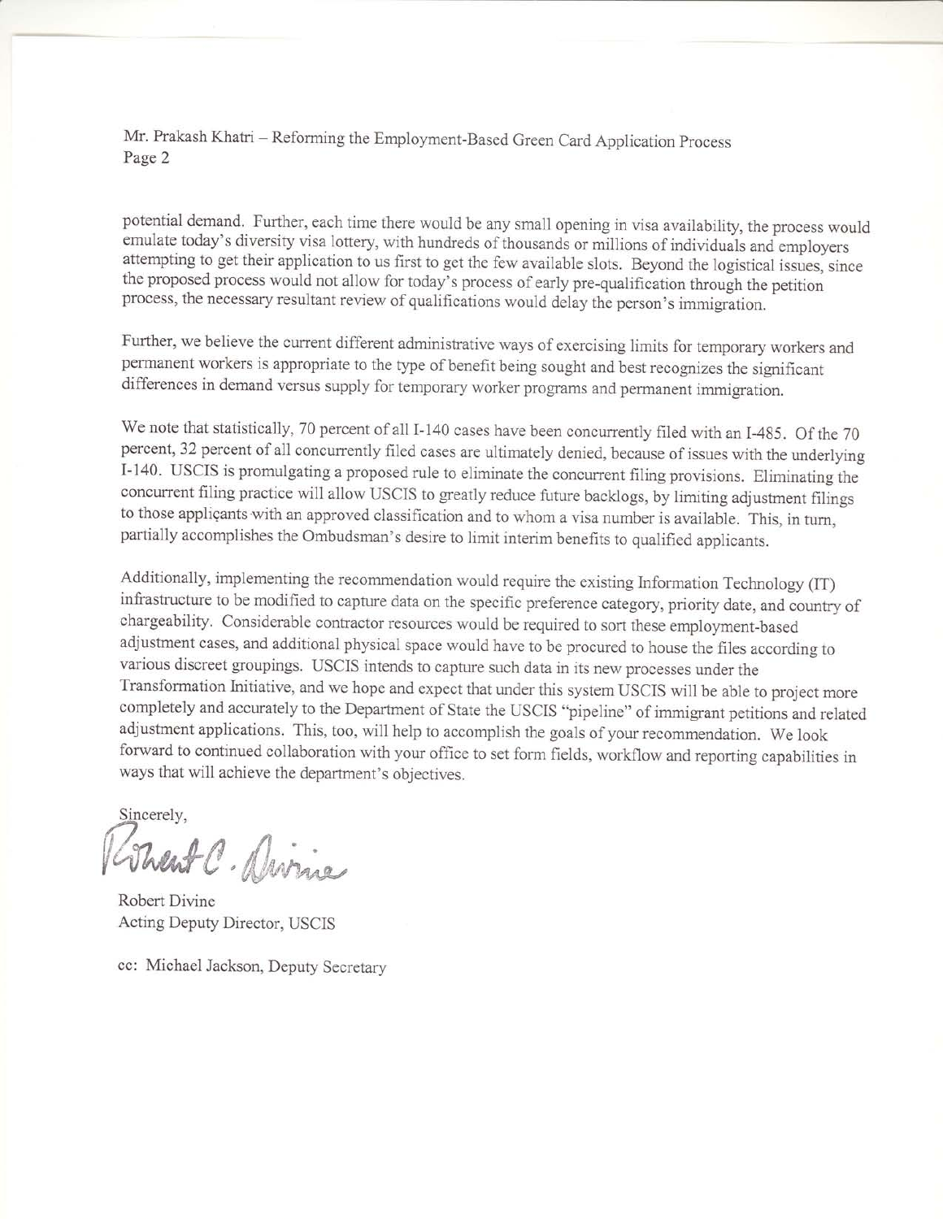potential demand. Further, each time there would be any small opening in visa availability, the process would emulate today's diversity visa lottery, with hundreds of thousands or millions of individuals and employers attempting to get their application to us first to get the few available slots. Beyond the logistical issues, since the proposed process would not allow for today's process of early pre-qualification through the petition process, the necessary resultant review of qualifications would delay the person's immigration.

Further, we believe the current different administrative ways of exercising limits for temporary workers and permanent workers is appropriate to the type of benefit being sought and best recognizes the significant differences in demand versus supply for temporary worker programs and permanent immigration.

We note that statistically, 70 percent of all I-140 cases have been concurrently filed with an I-485. Of the 70 percent, 32 percent of all concurrently filed cases are ultimately denied, because of issues with the underlying I-140. USCIS is promulgating a proposed rule to eliminate the concurrent filing provisions. Eliminating the concurrent filing practice will allow USCIS to greatly reduce future backlogs, by limiting adjustment filings to those applicants with an approved classification and to whom a visa number is available. This, in turn, partially accomplishes the Ombudsman's desire to limit interim benefits to qualified applicants.

Additionally, implementing the recommendation would require the existing Information Technology (IT) infrastructure to be modified to capture data on the specific preference category, priority date, and country of chargeability. Considerable contractor resources would be required to sort these employment-based adjustment cases, and additional physical space would have to be procured to house the files according to various discreet groupings. USCIS intends to capture such data in its new processes under the Transformation Initiative, and we hope and expect that under this system USCIS will be able to project more completely and accurately to the Department of State the USCIS "pipeline" of immigrant petitions and related adjustment applications. This, too, will help to accomplish the goals of your recommendation. We look forward to continued collaboration with your office to set form fields, workflow and reporting capabilities in ways that will achieve the department's objectives.

Sincerely,

Robert C. Divine

Robert Divine
Acting Deputy Director, USCIS

cc: Michael Jackson, Deputy Secretary